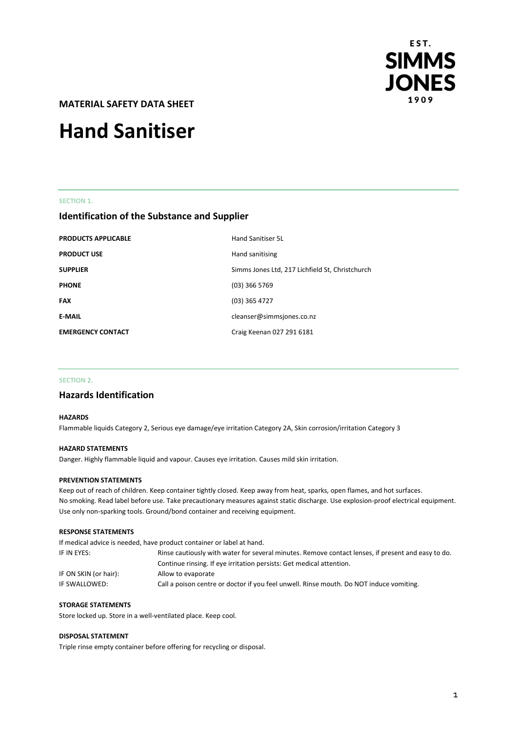EST. SIMMS JONES 1909

**MATERIAL SAFETY DATA SHEET**

# Hand Sanitiser

SECTION 1.

## Identification of the Substance and Supplier

| | |
|---|---|
| **PRODUCTS APPLICABLE** | Hand Sanitiser 5L |
| **PRODUCT USE** | Hand sanitising |
| **SUPPLIER** | Simms Jones Ltd, 217 Lichfield St, Christchurch |
| **PHONE** | (03) 366 5769 |
| **FAX** | (03) 365 4727 |
| **E-MAIL** | cleanser@simmsjones.co.nz |
| **EMERGENCY CONTACT** | Craig Keenan 027 291 6181 |

SECTION 2.

## Hazards Identification

**HAZARDS**

Flammable liquids Category 2, Serious eye damage/eye irritation Category 2A, Skin corrosion/irritation Category 3

**HAZARD STATEMENTS**

Danger. Highly flammable liquid and vapour. Causes eye irritation. Causes mild skin irritation.

**PREVENTION STATEMENTS**

Keep out of reach of children. Keep container tightly closed. Keep away from heat, sparks, open flames, and hot surfaces. No smoking. Read label before use. Take precautionary measures against static discharge. Use explosion-proof electrical equipment. Use only non-sparking tools. Ground/bond container and receiving equipment.

**RESPONSE STATEMENTS**

If medical advice is needed, have product container or label at hand.

| | |
|---|---|
| IF IN EYES: | Rinse cautiously with water for several minutes. Remove contact lenses, if present and easy to do. Continue rinsing. If eye irritation persists: Get medical attention. |
| IF ON SKIN (or hair): | Allow to evaporate |
| IF SWALLOWED: | Call a poison centre or doctor if you feel unwell. Rinse mouth. Do NOT induce vomiting. |

**STORAGE STATEMENTS**

Store locked up. Store in a well-ventilated place. Keep cool.

**DISPOSAL STATEMENT**

Triple rinse empty container before offering for recycling or disposal.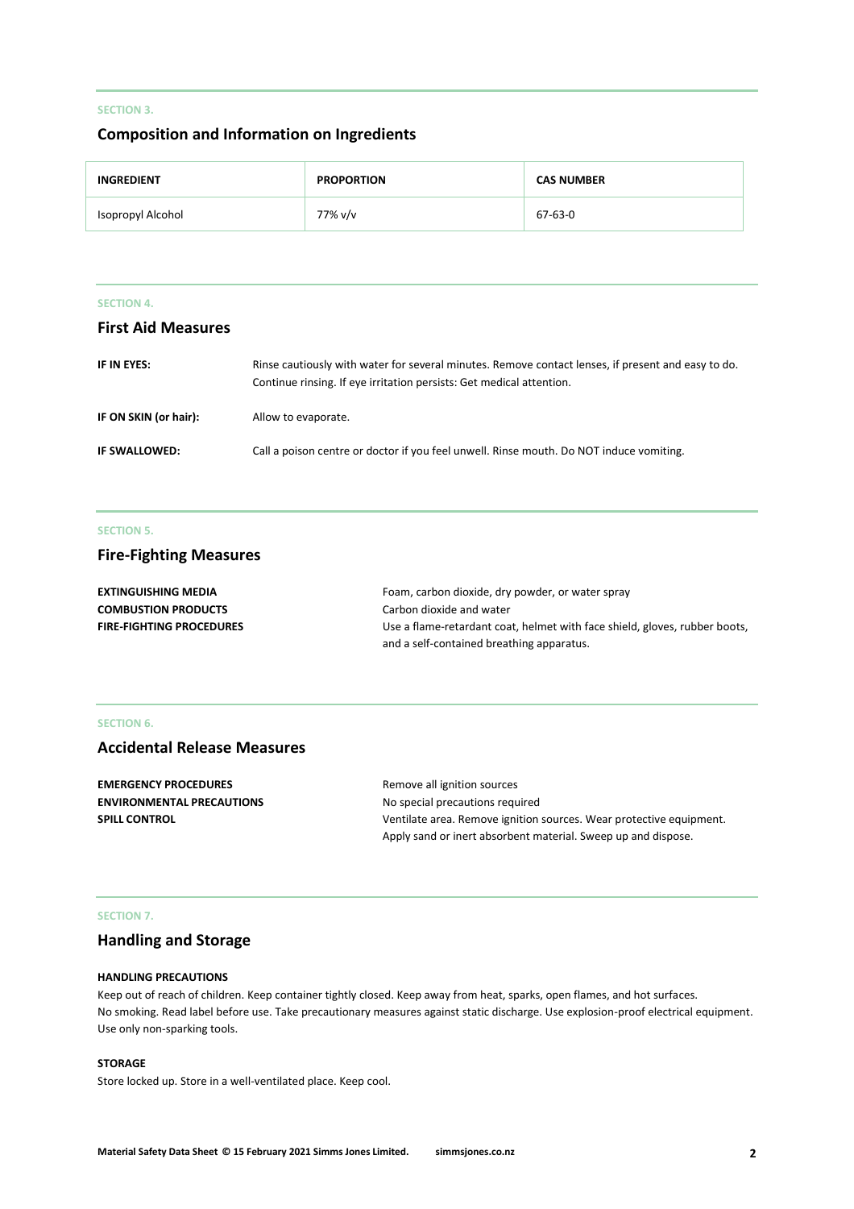SECTION 3.

## Composition and Information on Ingredients

| INGREDIENT | PROPORTION | CAS NUMBER |
| --- | --- | --- |
| Isopropyl Alcohol | 77% v/v | 67-63-0 |

SECTION 4.

## First Aid Measures

**IF IN EYES:** Rinse cautiously with water for several minutes. Remove contact lenses, if present and easy to do. Continue rinsing. If eye irritation persists: Get medical attention.

**IF ON SKIN (or hair):** Allow to evaporate.

**IF SWALLOWED:** Call a poison centre or doctor if you feel unwell. Rinse mouth. Do NOT induce vomiting.

SECTION 5.

## Fire-Fighting Measures

**EXTINGUISHING MEDIA** Foam, carbon dioxide, dry powder, or water spray

**COMBUSTION PRODUCTS** Carbon dioxide and water

**FIRE-FIGHTING PROCEDURES** Use a flame-retardant coat, helmet with face shield, gloves, rubber boots, and a self-contained breathing apparatus.

SECTION 6.

## Accidental Release Measures

**EMERGENCY PROCEDURES** Remove all ignition sources

**ENVIRONMENTAL PRECAUTIONS** No special precautions required

**SPILL CONTROL** Ventilate area. Remove ignition sources. Wear protective equipment. Apply sand or inert absorbent material. Sweep up and dispose.

SECTION 7.

## Handling and Storage

**HANDLING PRECAUTIONS**

Keep out of reach of children. Keep container tightly closed. Keep away from heat, sparks, open flames, and hot surfaces. No smoking. Read label before use. Take precautionary measures against static discharge. Use explosion-proof electrical equipment. Use only non-sparking tools.

**STORAGE**

Store locked up. Store in a well-ventilated place. Keep cool.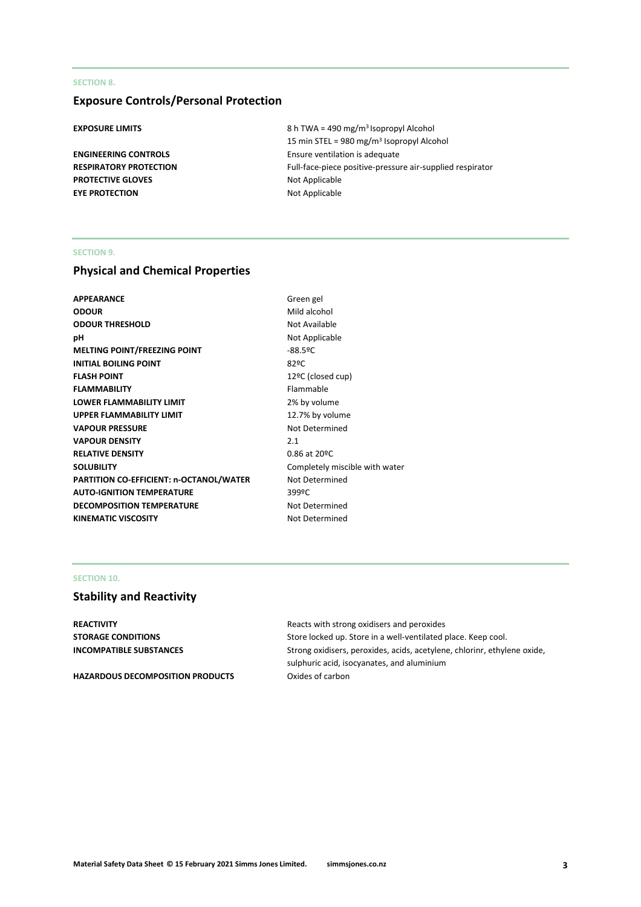SECTION 8.

## Exposure Controls/Personal Protection

| | |
|---|---|
| **EXPOSURE LIMITS** | 8 h TWA = 490 mg/m$^3$ Isopropyl Alcohol<br>15 min STEL = 980 mg/m$^3$ Isopropyl Alcohol |
| **ENGINEERING CONTROLS** | Ensure ventilation is adequate |
| **RESPIRATORY PROTECTION** | Full-face-piece positive-pressure air-supplied respirator |
| **PROTECTIVE GLOVES** | Not Applicable |
| **EYE PROTECTION** | Not Applicable |

SECTION 9.

## Physical and Chemical Properties

| | |
|---|---|
| **APPEARANCE** | Green gel |
| **ODOUR** | Mild alcohol |
| **ODOUR THRESHOLD** | Not Available |
| **pH** | Not Applicable |
| **MELTING POINT/FREEZING POINT** | -88.5ºC |
| **INITIAL BOILING POINT** | 82ºC |
| **FLASH POINT** | 12ºC (closed cup) |
| **FLAMMABILITY** | Flammable |
| **LOWER FLAMMABILITY LIMIT** | 2% by volume |
| **UPPER FLAMMABILITY LIMIT** | 12.7% by volume |
| **VAPOUR PRESSURE** | Not Determined |
| **VAPOUR DENSITY** | 2.1 |
| **RELATIVE DENSITY** | 0.86 at 20ºC |
| **SOLUBILITY** | Completely miscible with water |
| **PARTITION CO-EFFICIENT: n-OCTANOL/WATER** | Not Determined |
| **AUTO-IGNITION TEMPERATURE** | 399ºC |
| **DECOMPOSITION TEMPERATURE** | Not Determined |
| **KINEMATIC VISCOSITY** | Not Determined |

SECTION 10.

## Stability and Reactivity

| | |
|---|---|
| **REACTIVITY** | Reacts with strong oxidisers and peroxides |
| **STORAGE CONDITIONS** | Store locked up. Store in a well-ventilated place. Keep cool. |
| **INCOMPATIBLE SUBSTANCES** | Strong oxidisers, peroxides, acids, acetylene, chlorinr, ethylene oxide, sulphuric acid, isocyanates, and aluminium |
| **HAZARDOUS DECOMPOSITION PRODUCTS** | Oxides of carbon |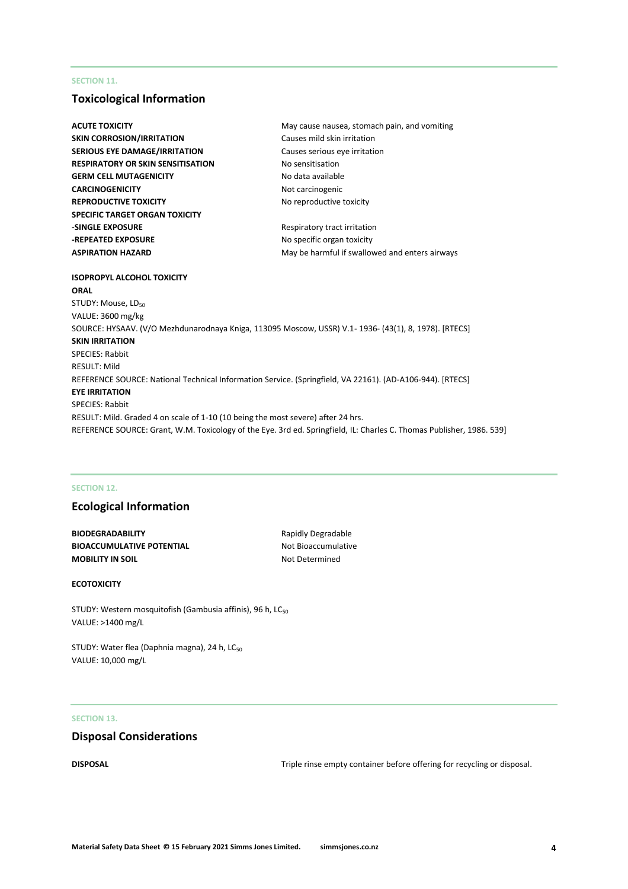SECTION 11.

## Toxicological Information

| | |
|---|---|
| **ACUTE TOXICITY** | May cause nausea, stomach pain, and vomiting |
| **SKIN CORROSION/IRRITATION** | Causes mild skin irritation |
| **SERIOUS EYE DAMAGE/IRRITATION** | Causes serious eye irritation |
| **RESPIRATORY OR SKIN SENSITISATION** | No sensitisation |
| **GERM CELL MUTAGENICITY** | No data available |
| **CARCINOGENICITY** | Not carcinogenic |
| **REPRODUCTIVE TOXICITY** | No reproductive toxicity |
| **SPECIFIC TARGET ORGAN TOXICITY** | |
| **-SINGLE EXPOSURE** | Respiratory tract irritation |
| **-REPEATED EXPOSURE** | No specific organ toxicity |
| **ASPIRATION HAZARD** | May be harmful if swallowed and enters airways |

**ISOPROPYL ALCOHOL TOXICITY**

**ORAL**

STUDY: Mouse, $LD_{50}$
VALUE: 3600 mg/kg
SOURCE: HYSAAV. (V/O Mezhdunarodnaya Kniga, 113095 Moscow, USSR) V.1- 1936- (43(1), 8, 1978). [RTECS]

**SKIN IRRITATION**

SPECIES: Rabbit
RESULT: Mild
REFERENCE SOURCE: National Technical Information Service. (Springfield, VA 22161). (AD-A106-944). [RTECS]

**EYE IRRITATION**

SPECIES: Rabbit
RESULT: Mild. Graded 4 on scale of 1-10 (10 being the most severe) after 24 hrs.
REFERENCE SOURCE: Grant, W.M. Toxicology of the Eye. 3rd ed. Springfield, IL: Charles C. Thomas Publisher, 1986. 539]

SECTION 12.

## Ecological Information

| | |
|---|---|
| **BIODEGRADABILITY** | Rapidly Degradable |
| **BIOACCUMULATIVE POTENTIAL** | Not Bioaccumulative |
| **MOBILITY IN SOIL** | Not Determined |

**ECOTOXICITY**

STUDY: Western mosquitofish (Gambusia affinis), 96 h, $LC_{50}$
VALUE: >1400 mg/L

STUDY: Water flea (Daphnia magna), 24 h, $LC_{50}$
VALUE: 10,000 mg/L

SECTION 13.

## Disposal Considerations

**DISPOSAL** Triple rinse empty container before offering for recycling or disposal.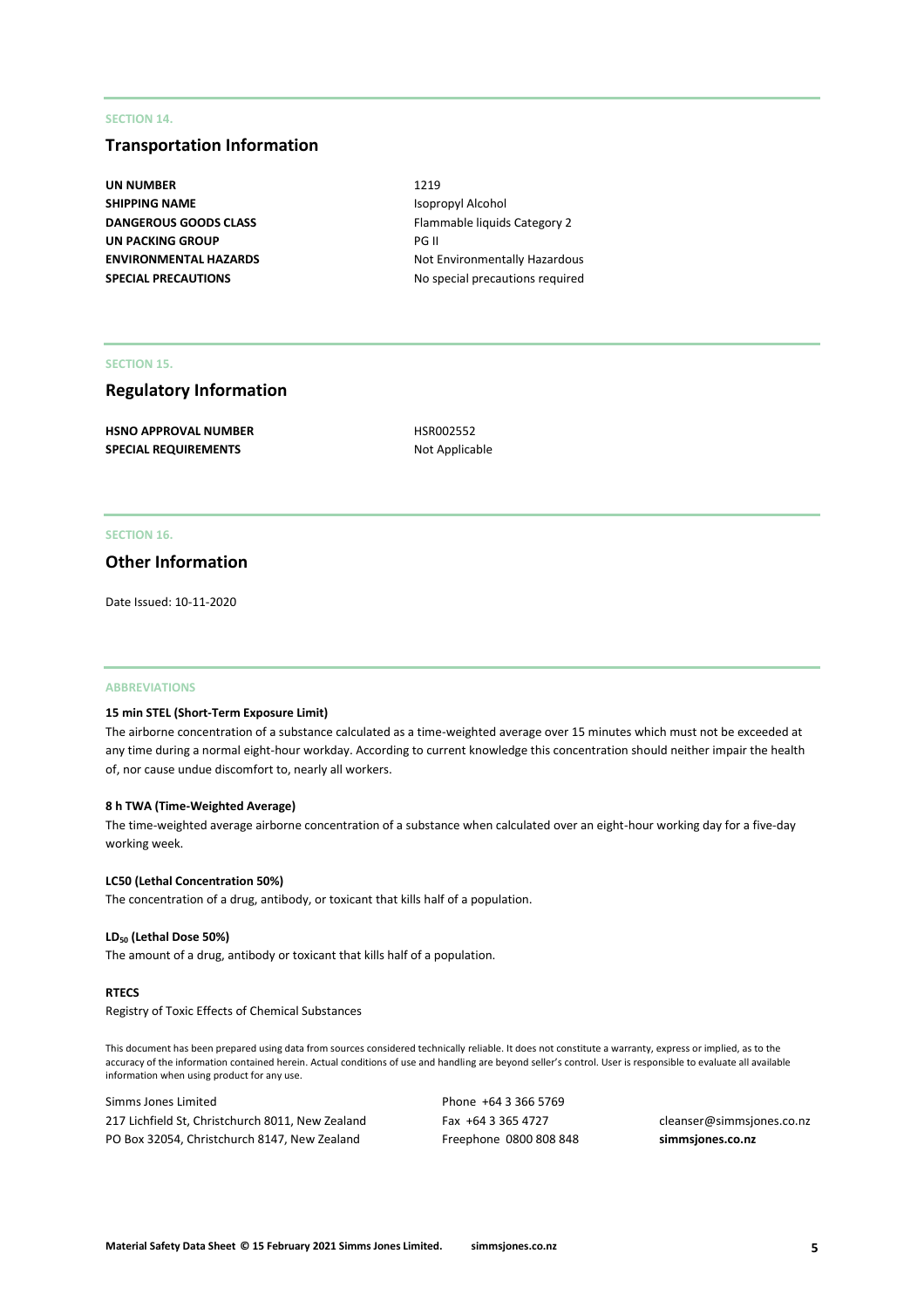SECTION 14.

## Transportation Information

| | |
|---|---|
| **UN NUMBER** | 1219 |
| **SHIPPING NAME** | Isopropyl Alcohol |
| **DANGEROUS GOODS CLASS** | Flammable liquids Category 2 |
| **UN PACKING GROUP** | PG II |
| **ENVIRONMENTAL HAZARDS** | Not Environmentally Hazardous |
| **SPECIAL PRECAUTIONS** | No special precautions required |

SECTION 15.

## Regulatory Information

| | |
|---|---|
| **HSNO APPROVAL NUMBER** | HSR002552 |
| **SPECIAL REQUIREMENTS** | Not Applicable |

SECTION 16.

## Other Information

Date Issued: 10-11-2020

ABBREVIATIONS

**15 min STEL (Short-Term Exposure Limit)**

The airborne concentration of a substance calculated as a time-weighted average over 15 minutes which must not be exceeded at any time during a normal eight-hour workday. According to current knowledge this concentration should neither impair the health of, nor cause undue discomfort to, nearly all workers.

**8 h TWA (Time-Weighted Average)**

The time-weighted average airborne concentration of a substance when calculated over an eight-hour working day for a five-day working week.

**LC50 (Lethal Concentration 50%)**

The concentration of a drug, antibody, or toxicant that kills half of a population.

**$LD_{50}$ (Lethal Dose 50%)**

The amount of a drug, antibody or toxicant that kills half of a population.

**RTECS**

Registry of Toxic Effects of Chemical Substances

This document has been prepared using data from sources considered technically reliable. It does not constitute a warranty, express or implied, as to the accuracy of the information contained herein. Actual conditions of use and handling are beyond seller's control. User is responsible to evaluate all available information when using product for any use.

Simms Jones Limited
217 Lichfield St, Christchurch 8011, New Zealand
PO Box 32054, Christchurch 8147, New Zealand

Phone +64 3 366 5769
Fax +64 3 365 4727
Freephone 0800 808 848

cleanser@simmsjones.co.nz
**simmsjones.co.nz**